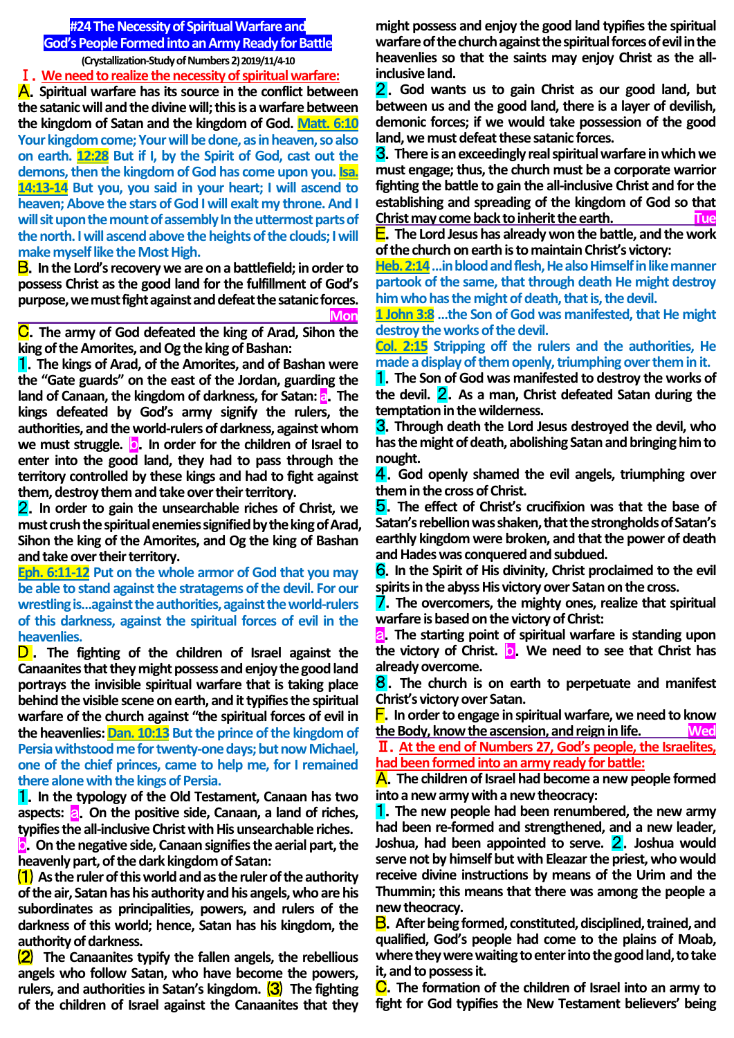# #24 The Necessity of Spiritual Warfare and God's People Formed into an Army Ready for Battle

**(Crystallization-Study of Numbers 2) 2019/11/4-10**

## Ⅰ. We need to realize the necessity of spiritual warfare:

**A. Spiritual warfare has its source in the conflict between the satanic will and the divine will; this is a warfare between the kingdom of Satan and the kingdom of God.** Matt. 6:10 Your kingdom come; Your will be done, as in heaven, so also on earth. 12:28 But if I, by the Spirit of God, cast out the demons, then the kingdom of God has come upon you. Isa. 14:13-14 But you, you said in your heart; I will ascend to heaven; Above the stars of God I will exalt my throne. And I will sit upon the mount of assembly In the uttermost parts of the north. I will ascend above the heights of the clouds; I will make myself like the Most High.

**B. In the Lord's recovery we are on a battlefield; in order to possess Christ as the good land for the fulfillment of God's purpose, we must fight against and defeat the satanic forces.** Mon

**C. The army of God defeated the king of Arad, Sihon the king of the Amorites, and Og the king of Bashan:**

**1. The kings of Arad, of the Amorites, and of Bashan were the "Gate guards" on the east of the Jordan, guarding the land of Canaan, the kingdom of darkness, for Satan: a. The kings defeated by God's army signify the rulers, the authorities, and the world-rulers of darkness, against whom we must struggle. b. In order for the children of Israel to enter into the good land, they had to pass through the territory controlled by these kings and had to fight against them, destroy them and take over their territory.**

**2. In order to gain the unsearchable riches of Christ, we must crush the spiritual enemies signified by the king of Arad, Sihon the king of the Amorites, and Og the king of Bashan and take over their territory.**

Eph. 6:11-12 Put on the whole armor of God that you may be able to stand against the stratagems of the devil. For our wrestling is…against the authorities, against the world-rulers of this darkness, against the spiritual forces of evil in the heavenlies.

**D. The fighting of the children of Israel against the Canaanites that they might possess and enjoy the good land portrays the invisible spiritual warfare that is taking place behind the visible scene on earth, and it typifies the spiritual warfare of the church against "the spiritual forces of evil in the heavenlies:** Dan. 10:13 But the prince of the kingdom of Persia withstood me for twenty-one days; but now Michael, one of the chief princes, came to help me, for I remained there alone with the kings of Persia.

**1. In the typology of the Old Testament, Canaan has two aspects: a. On the positive side, Canaan, a land of riches, typifies the all-inclusive Christ with His unsearchable riches. b. On the negative side, Canaan signifies the aerial part, the heavenly part, of the dark kingdom of Satan:**

**(1) As the ruler of this world and as the ruler of the authority of the air, Satan has his authority and his angels, who are his subordinates as principalities, powers, and rulers of the darkness of this world; hence, Satan has his kingdom, the authority of darkness.**

**(2) The Canaanites typify the fallen angels, the rebellious angels who follow Satan, who have become the powers, rulers, and authorities in Satan's kingdom. (3) The fighting of the children of Israel against the Canaanites that they might possess and enjoy the good land typifies the spiritual warfare of the church against the spiritual forces of evil in the heavenlies so that the saints may enjoy Christ as the all-inclusive land.**

**2. God wants us to gain Christ as our good land, but between us and the good land, there is a layer of devilish, demonic forces; if we would take possession of the good land, we must defeat these satanic forces.**

**3. There is an exceedingly real spiritual warfare in which we must engage; thus, the church must be a corporate warrior fighting the battle to gain the all-inclusive Christ and for the establishing and spreading of the kingdom of God so that Christ may come back to inherit the earth.** Tue

**E. The Lord Jesus has already won the battle, and the work of the church on earth is to maintain Christ's victory:**

Heb. 2:14 …in blood and flesh, He also Himself in like manner partook of the same, that through death He might destroy him who has the might of death, that is, the devil.

1 John 3:8 …the Son of God was manifested, that He might destroy the works of the devil.

Col. 2:15 Stripping off the rulers and the authorities, He made a display of them openly, triumphing over them in it.

**1. The Son of God was manifested to destroy the works of the devil. 2. As a man, Christ defeated Satan during the temptation in the wilderness.**

**3. Through death the Lord Jesus destroyed the devil, who has the might of death, abolishing Satan and bringing him to nought.**

**4. God openly shamed the evil angels, triumphing over them in the cross of Christ.**

**5. The effect of Christ's crucifixion was that the base of Satan's rebellion was shaken, that the strongholds of Satan's earthly kingdom were broken, and that the power of death and Hades was conquered and subdued.**

**6. In the Spirit of His divinity, Christ proclaimed to the evil spirits in the abyss His victory over Satan on the cross.**

**7. The overcomers, the mighty ones, realize that spiritual warfare is based on the victory of Christ:**

**a. The starting point of spiritual warfare is standing upon the victory of Christ. b. We need to see that Christ has already overcome.**

**8. The church is on earth to perpetuate and manifest Christ's victory over Satan.**

**F. In order to engage in spiritual warfare, we need to know the Body, know the ascension, and reign in life.** Wed

## Ⅱ. At the end of Numbers 27, God's people, the Israelites, had been formed into an army ready for battle:

**A. The children of Israel had become a new people formed into a new army with a new theocracy:**

**1. The new people had been renumbered, the new army had been re-formed and strengthened, and a new leader, Joshua, had been appointed to serve. 2. Joshua would serve not by himself but with Eleazar the priest, who would receive divine instructions by means of the Urim and the Thummin; this means that there was among the people a new theocracy.**

**B. After being formed, constituted, disciplined, trained, and qualified, God's people had come to the plains of Moab, where they were waiting to enter into the good land, to take it, and to possess it.**

**C. The formation of the children of Israel into an army to fight for God typifies the New Testament believers' being**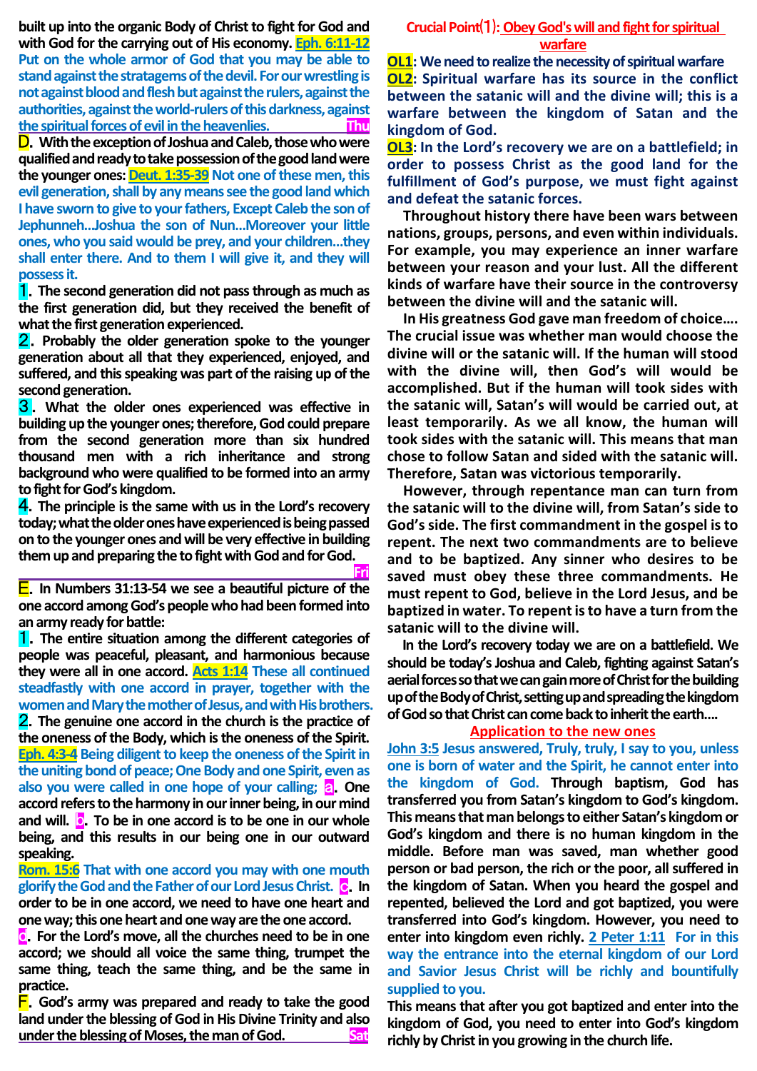built up into the organic Body of Christ to fight for God and with God for the carrying out of His economy. **Eph. 6:11-12** Put on the whole armor of God that you may be able to stand against the stratagems of the devil. For our wrestling is not against blood and flesh but against the rulers, against the authorities, against the world-rulers of this darkness, against the spiritual forces of evil in the heavenlies. Thu

**D.** With the exception of Joshua and Caleb, those who were qualified and ready to take possession of the good land were the younger ones: **Deut. 1:35-39** Not one of these men, this evil generation, shall by any means see the good land which I have sworn to give to your fathers, Except Caleb the son of Jephunneh…Joshua the son of Nun…Moreover your little ones, who you said would be prey, and your children…they shall enter there. And to them I will give it, and they will possess it.

**1.** The second generation did not pass through as much as the first generation did, but they received the benefit of what the first generation experienced.

**2.** Probably the older generation spoke to the younger generation about all that they experienced, enjoyed, and suffered, and this speaking was part of the raising up of the second generation.

**3.** What the older ones experienced was effective in building up the younger ones; therefore, God could prepare from the second generation more than six hundred thousand men with a rich inheritance and strong background who were qualified to be formed into an army to fight for God's kingdom.

**4.** The principle is the same with us in the Lord's recovery today; what the older ones have experienced is being passed on to the younger ones and will be very effective in building them up and preparing the to fight with God and for God. Fri

**E.** In Numbers 31:13-54 we see a beautiful picture of the one accord among God's people who had been formed into an army ready for battle:

**1.** The entire situation among the different categories of people was peaceful, pleasant, and harmonious because they were all in one accord. **Acts 1:14** These all continued steadfastly with one accord in prayer, together with the women and Mary the mother of Jesus, and with His brothers.

**2.** The genuine one accord in the church is the practice of the oneness of the Body, which is the oneness of the Spirit. **Eph. 4:3-4** Being diligent to keep the oneness of the Spirit in the uniting bond of peace; One Body and one Spirit, even as also you were called in one hope of your calling; **a.** One accord refers to the harmony in our inner being, in our mind and will. **b.** To be in one accord is to be one in our whole being, and this results in our being one in our outward speaking.

**Rom. 15:6** That with one accord you may with one mouth glorify the God and the Father of our Lord Jesus Christ. **c.** In order to be in one accord, we need to have one heart and one way; this one heart and one way are the one accord.

**d.** For the Lord's move, all the churches need to be in one accord; we should all voice the same thing, trumpet the same thing, teach the same thing, and be the same in practice.

**F.** God's army was prepared and ready to take the good land under the blessing of God in His Divine Trinity and also under the blessing of Moses, the man of God. Sat

## Crucial Point⑴: Obey God's will and fight for spiritual warfare

**OL1: We need to realize the necessity of spiritual warfare**

**OL2: Spiritual warfare has its source in the conflict between the satanic will and the divine will; this is a warfare between the kingdom of Satan and the kingdom of God.**

**OL3: In the Lord's recovery we are on a battlefield; in order to possess Christ as the good land for the fulfillment of God's purpose, we must fight against and defeat the satanic forces.**

Throughout history there have been wars between nations, groups, persons, and even within individuals. For example, you may experience an inner warfare between your reason and your lust. All the different kinds of warfare have their source in the controversy between the divine will and the satanic will.

In His greatness God gave man freedom of choice…. The crucial issue was whether man would choose the divine will or the satanic will. If the human will stood with the divine will, then God's will would be accomplished. But if the human will took sides with the satanic will, Satan's will would be carried out, at least temporarily. As we all know, the human will took sides with the satanic will. This means that man chose to follow Satan and sided with the satanic will. Therefore, Satan was victorious temporarily.

However, through repentance man can turn from the satanic will to the divine will, from Satan's side to God's side. The first commandment in the gospel is to repent. The next two commandments are to believe and to be baptized. Any sinner who desires to be saved must obey these three commandments. He must repent to God, believe in the Lord Jesus, and be baptized in water. To repent is to have a turn from the satanic will to the divine will.

In the Lord's recovery today we are on a battlefield. We should be today's Joshua and Caleb, fighting against Satan's aerial forces so that we can gain more of Christ for the building up of the Body of Christ, setting up and spreading the kingdom of God so that Christ can come back to inherit the earth….

### Application to the new ones

**John 3:5** Jesus answered, Truly, truly, I say to you, unless one is born of water and the Spirit, he cannot enter into the kingdom of God. Through baptism, God has transferred you from Satan's kingdom to God's kingdom. This means that man belongs to either Satan's kingdom or God's kingdom and there is no human kingdom in the middle. Before man was saved, man whether good person or bad person, the rich or the poor, all suffered in the kingdom of Satan. When you heard the gospel and repented, believed the Lord and got baptized, you were transferred into God's kingdom. However, you need to enter into kingdom even richly. **2 Peter 1:11** For in this way the entrance into the eternal kingdom of our Lord and Savior Jesus Christ will be richly and bountifully supplied to you.

This means that after you got baptized and enter into the kingdom of God, you need to enter into God's kingdom richly by Christ in you growing in the church life.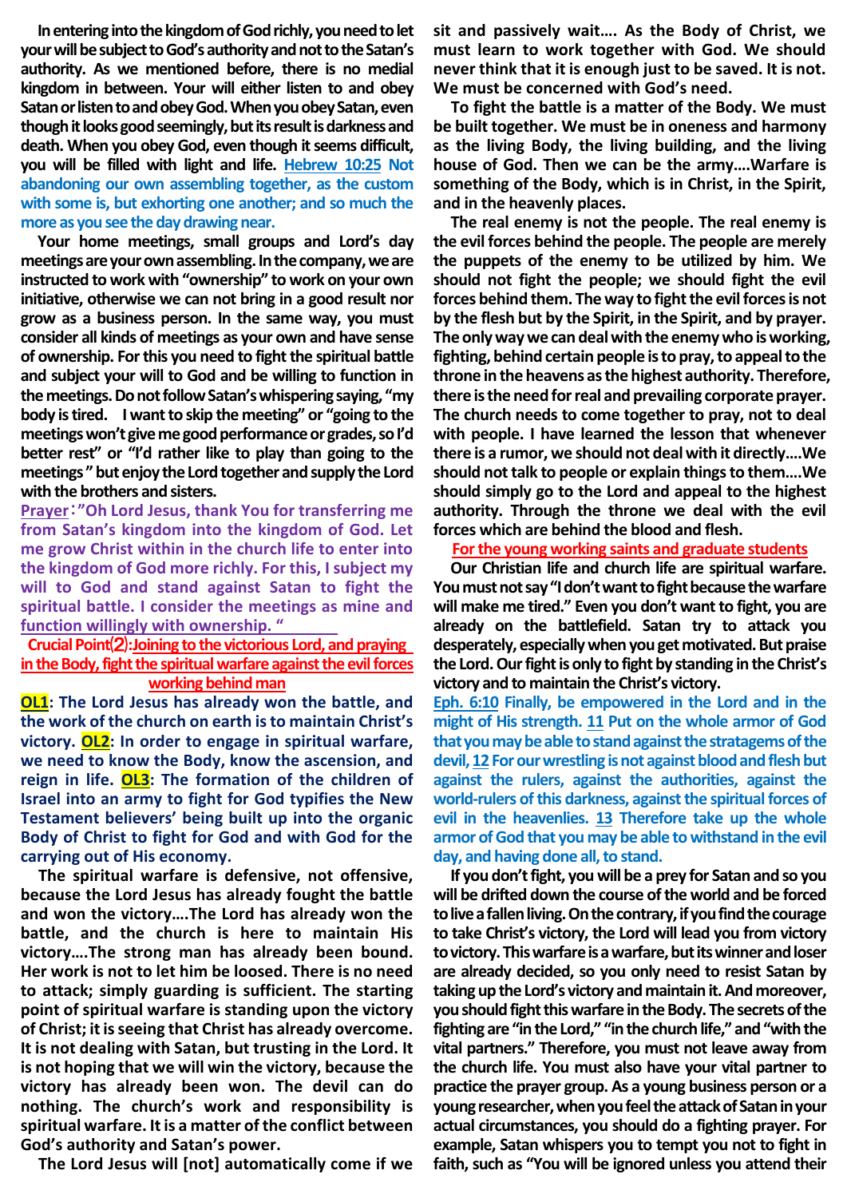**In entering into the kingdom of God richly, you need to let your will be subject to God's authority and not to the Satan's authority. As we mentioned before, there is no medial kingdom in between. Your will either listen to and obey Satan or listen to and obey God. When you obey Satan, even though it looks good seemingly, but its result is darkness and death. When you obey God, even though it seems difficult, you will be filled with light and life.** **Hebrew 10:25 Not abandoning our own assembling together, as the custom with some is, but exhorting one another; and so much the more as you see the day drawing near.**

**Your home meetings, small groups and Lord's day meetings are your own assembling. In the company, we are instructed to work with "ownership" to work on your own initiative, otherwise we can not bring in a good result nor grow as a business person. In the same way, you must consider all kinds of meetings as your own and have sense of ownership. For this you need to fight the spiritual battle and subject your will to God and be willing to function in the meetings. Do not follow Satan's whispering saying, "my body is tired. I want to skip the meeting" or "going to the meetings won't give me good performance or grades, so I'd better rest" or "I'd rather like to play than going to the meetings" but enjoy the Lord together and supply the Lord with the brothers and sisters.**

**Prayer："Oh Lord Jesus, thank You for transferring me from Satan's kingdom into the kingdom of God. Let me grow Christ within in the church life to enter into the kingdom of God more richly. For this, I subject my will to God and stand against Satan to fight the spiritual battle. I consider the meetings as mine and function willingly with ownership. "**

## Crucial Point⑵:Joining to the victorious Lord, and praying in the Body, fight the spiritual warfare against the evil forces working behind man

**OL1: The Lord Jesus has already won the battle, and the work of the church on earth is to maintain Christ's victory. OL2: In order to engage in spiritual warfare, we need to know the Body, know the ascension, and reign in life. OL3: The formation of the children of Israel into an army to fight for God typifies the New Testament believers' being built up into the organic Body of Christ to fight for God and with God for the carrying out of His economy.**

**The spiritual warfare is defensive, not offensive, because the Lord Jesus has already fought the battle and won the victory….The Lord has already won the battle, and the church is here to maintain His victory….The strong man has already been bound. Her work is not to let him be loosed. There is no need to attack; simply guarding is sufficient. The starting point of spiritual warfare is standing upon the victory of Christ; it is seeing that Christ has already overcome. It is not dealing with Satan, but trusting in the Lord. It is not hoping that we will win the victory, because the victory has already been won. The devil can do nothing. The church's work and responsibility is spiritual warfare. It is a matter of the conflict between God's authority and Satan's power.**

**The Lord Jesus will [not] automatically come if we sit and passively wait…. As the Body of Christ, we must learn to work together with God. We should never think that it is enough just to be saved. It is not. We must be concerned with God's need.**

**To fight the battle is a matter of the Body. We must be built together. We must be in oneness and harmony as the living Body, the living building, and the living house of God. Then we can be the army….Warfare is something of the Body, which is in Christ, in the Spirit, and in the heavenly places.**

**The real enemy is not the people. The real enemy is the evil forces behind the people. The people are merely the puppets of the enemy to be utilized by him. We should not fight the people; we should fight the evil forces behind them. The way to fight the evil forces is not by the flesh but by the Spirit, in the Spirit, and by prayer. The only way we can deal with the enemy who is working, fighting, behind certain people is to pray, to appeal to the throne in the heavens as the highest authority. Therefore, there is the need for real and prevailing corporate prayer. The church needs to come together to pray, not to deal with people. I have learned the lesson that whenever there is a rumor, we should not deal with it directly….We should not talk to people or explain things to them….We should simply go to the Lord and appeal to the highest authority. Through the throne we deal with the evil forces which are behind the blood and flesh.**

### For the young working saints and graduate students

**Our Christian life and church life are spiritual warfare. You must not say "I don't want to fight because the warfare will make me tired." Even you don't want to fight, you are already on the battlefield. Satan try to attack you desperately, especially when you get motivated. But praise the Lord. Our fight is only to fight by standing in the Christ's victory and to maintain the Christ's victory.**

**Eph. 6:10 Finally, be empowered in the Lord and in the might of His strength. 11 Put on the whole armor of God that you may be able to stand against the stratagems of the devil, 12 For our wrestling is not against blood and flesh but against the rulers, against the authorities, against the world-rulers of this darkness, against the spiritual forces of evil in the heavenlies. 13 Therefore take up the whole armor of God that you may be able to withstand in the evil day, and having done all, to stand.**

**If you don't fight, you will be a prey for Satan and so you will be drifted down the course of the world and be forced to live a fallen living. On the contrary, if you find the courage to take Christ's victory, the Lord will lead you from victory to victory. This warfare is a warfare, but its winner and loser are already decided, so you only need to resist Satan by taking up the Lord's victory and maintain it. And moreover, you should fight this warfare in the Body. The secrets of the fighting are "in the Lord," "in the church life," and "with the vital partners." Therefore, you must not leave away from the church life. You must also have your vital partner to practice the prayer group. As a young business person or a young researcher, when you feel the attack of Satan in your actual circumstances, you should do a fighting prayer. For example, Satan whispers you to tempt you not to fight in faith, such as "You will be ignored unless you attend their**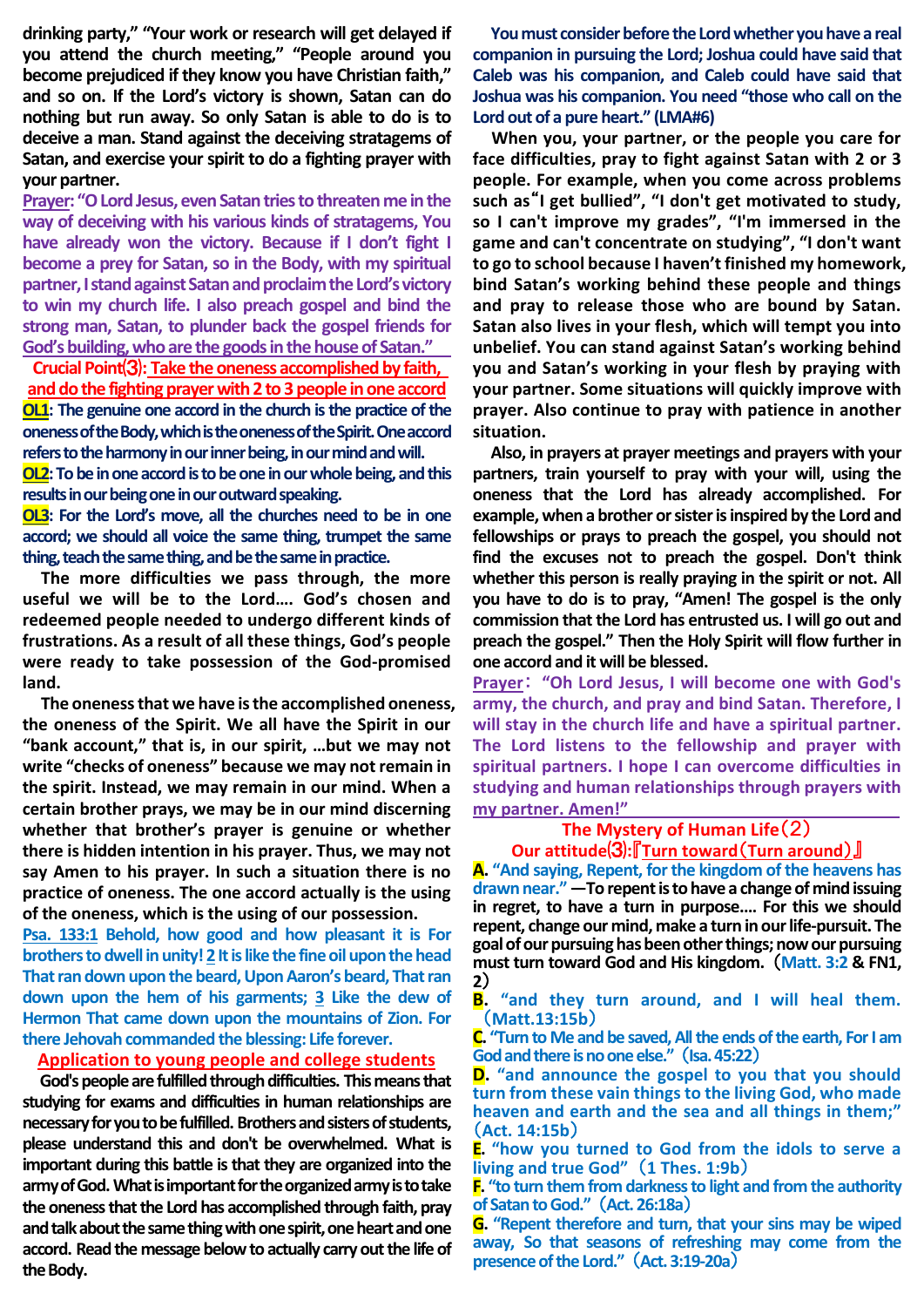drinking party," "Your work or research will get delayed if you attend the church meeting," "People around you become prejudiced if they know you have Christian faith," and so on. If the Lord's victory is shown, Satan can do nothing but run away. So only Satan is able to do is to deceive a man. Stand against the deceiving stratagems of Satan, and exercise your spirit to do a fighting prayer with your partner.

Prayer: "O Lord Jesus, even Satan tries to threaten me in the way of deceiving with his various kinds of stratagems, You have already won the victory. Because if I don't fight I become a prey for Satan, so in the Body, with my spiritual partner, I stand against Satan and proclaim the Lord's victory to win my church life. I also preach gospel and bind the strong man, Satan, to plunder back the gospel friends for God's building, who are the goods in the house of Satan."

## Crucial Point⑶: Take the oneness accomplished by faith, and do the fighting prayer with 2 to 3 people in one accord

**OL1**: The genuine one accord in the church is the practice of the oneness of the Body, which is the oneness of the Spirit. One accord refers to the harmony in our inner being, in our mind and will.

**OL2**: To be in one accord is to be one in our whole being, and this results in our being one in our outward speaking.

**OL3**: For the Lord's move, all the churches need to be in one accord; we should all voice the same thing, trumpet the same thing, teach the same thing, and be the same in practice.

The more difficulties we pass through, the more useful we will be to the Lord.... God's chosen and redeemed people needed to undergo different kinds of frustrations. As a result of all these things, God's people were ready to take possession of the God-promised land.

The oneness that we have is the accomplished oneness, the oneness of the Spirit. We all have the Spirit in our "bank account," that is, in our spirit, ...but we may not write "checks of oneness" because we may not remain in the spirit. Instead, we may remain in our mind. When a certain brother prays, we may be in our mind discerning whether that brother's prayer is genuine or whether there is hidden intention in his prayer. Thus, we may not say Amen to his prayer. In such a situation there is no practice of oneness. The one accord actually is the using of the oneness, which is the using of our possession.

Psa. 133:1 Behold, how good and how pleasant it is For brothers to dwell in unity! 2 It is like the fine oil upon the head That ran down upon the beard, Upon Aaron's beard, That ran down upon the hem of his garments; 3 Like the dew of Hermon That came down upon the mountains of Zion. For there Jehovah commanded the blessing: Life forever.

### Application to young people and college students

God's people are fulfilled through difficulties. This means that studying for exams and difficulties in human relationships are necessary for you to be fulfilled. Brothers and sisters of students, please understand this and don't be overwhelmed. What is important during this battle is that they are organized into the army of God. What is important for the organized army is to take the oneness that the Lord has accomplished through faith, pray and talk about the same thing with one spirit, one heart and one accord. Read the message below to actually carry out the life of the Body.

You must consider before the Lord whether you have a real companion in pursuing the Lord; Joshua could have said that Caleb was his companion, and Caleb could have said that Joshua was his companion. You need "those who call on the Lord out of a pure heart." (LMA#6)

When you, your partner, or the people you care for face difficulties, pray to fight against Satan with 2 or 3 people. For example, when you come across problems such as "I get bullied", "I don't get motivated to study, so I can't improve my grades", "I'm immersed in the game and can't concentrate on studying", "I don't want to go to school because I haven't finished my homework, bind Satan's working behind these people and things and pray to release those who are bound by Satan. Satan also lives in your flesh, which will tempt you into unbelief. You can stand against Satan's working behind you and Satan's working in your flesh by praying with your partner. Some situations will quickly improve with prayer. Also continue to pray with patience in another situation.

Also, in prayers at prayer meetings and prayers with your partners, train yourself to pray with your will, using the oneness that the Lord has already accomplished. For example, when a brother or sister is inspired by the Lord and fellowships or prays to preach the gospel, you should not find the excuses not to preach the gospel. Don't think whether this person is really praying in the spirit or not. All you have to do is to pray, "Amen! The gospel is the only commission that the Lord has entrusted us. I will go out and preach the gospel." Then the Holy Spirit will flow further in one accord and it will be blessed.

Prayer: "Oh Lord Jesus, I will become one with God's army, the church, and pray and bind Satan. Therefore, I will stay in the church life and have a spiritual partner. The Lord listens to the fellowship and prayer with spiritual partners. I hope I can overcome difficulties in studying and human relationships through prayers with my partner. Amen!"

## The Mystery of Human Life（2）

### Our attitude⑶:『Turn toward（Turn around）』

**A.** "And saying, Repent, for the kingdom of the heavens has drawn near." —To repent is to have a change of mind issuing in regret, to have a turn in purpose.... For this we should repent, change our mind, make a turn in our life-pursuit. The goal of our pursuing has been other things; now our pursuing must turn toward God and His kingdom.（Matt. 3:2 & FN1, 2）

**B.** "and they turn around, and I will heal them.（Matt.13:15b）

**C.** "Turn to Me and be saved, All the ends of the earth, For I am God and there is no one else."（Isa. 45:22）

**D.** "and announce the gospel to you that you should turn from these vain things to the living God, who made heaven and earth and the sea and all things in them;"（Act. 14:15b）

**E.** "how you turned to God from the idols to serve a living and true God"（1 Thes. 1:9b）

**F.** "to turn them from darkness to light and from the authority of Satan to God."（Act. 26:18a）

**G.** "Repent therefore and turn, that your sins may be wiped away, So that seasons of refreshing may come from the presence of the Lord."（Act. 3:19-20a）